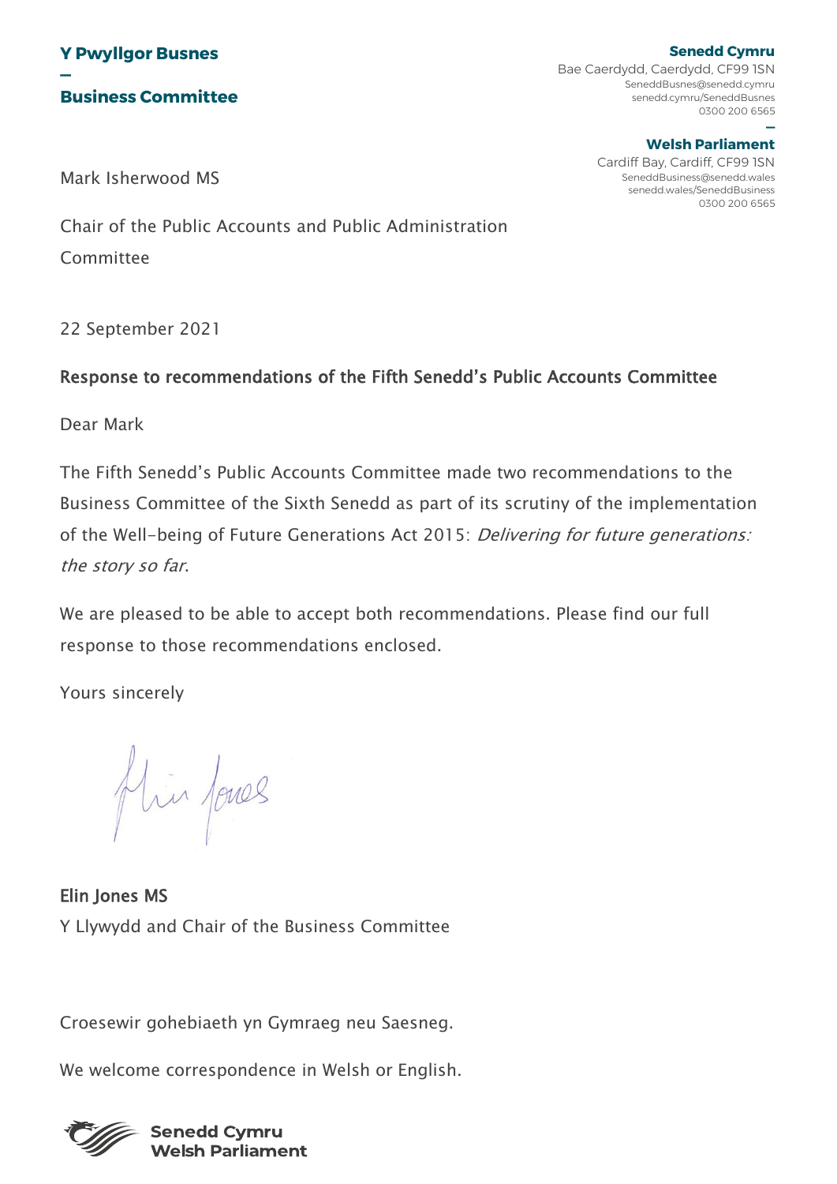**Y Pwyllgor Busnes**

**—**

**Business Committee**

**Senedd Cymru**
Bae Caerdydd, Caerdydd, CF99 1SN
SeneddBusnes@senedd.cymru
senedd.cymru/SeneddBusnes
0300 200 6565

**—**

**Welsh Parliament**
Cardiff Bay, Cardiff, CF99 1SN
SeneddBusiness@senedd.wales
senedd.wales/SeneddBusiness
0300 200 6565

Mark Isherwood MS

Chair of the Public Accounts and Public Administration Committee

22 September 2021

**Response to recommendations of the Fifth Senedd's Public Accounts Committee**

Dear Mark

The Fifth Senedd's Public Accounts Committee made two recommendations to the Business Committee of the Sixth Senedd as part of its scrutiny of the implementation of the Well-being of Future Generations Act 2015: *Delivering for future generations: the story so far*.

We are pleased to be able to accept both recommendations. Please find our full response to those recommendations enclosed.

Yours sincerely

**Elin Jones MS**
Y Llywydd and Chair of the Business Committee

Croesewir gohebiaeth yn Gymraeg neu Saesneg.

We welcome correspondence in Welsh or English.

**Senedd Cymru**
**Welsh Parliament**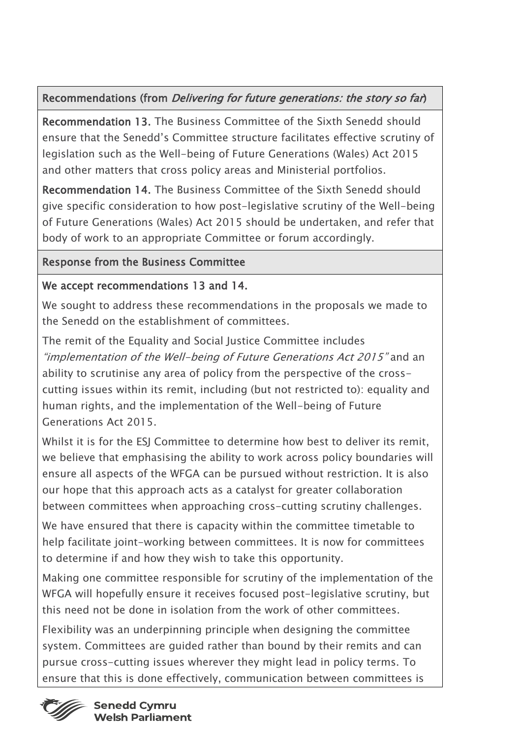**Recommendations (from *Delivering for future generations: the story so far*)**

**Recommendation 13.** The Business Committee of the Sixth Senedd should ensure that the Senedd's Committee structure facilitates effective scrutiny of legislation such as the Well-being of Future Generations (Wales) Act 2015 and other matters that cross policy areas and Ministerial portfolios.

**Recommendation 14.** The Business Committee of the Sixth Senedd should give specific consideration to how post-legislative scrutiny of the Well-being of Future Generations (Wales) Act 2015 should be undertaken, and refer that body of work to an appropriate Committee or forum accordingly.

**Response from the Business Committee**

**We accept recommendations 13 and 14.**

We sought to address these recommendations in the proposals we made to the Senedd on the establishment of committees.

The remit of the Equality and Social Justice Committee includes *"implementation of the Well-being of Future Generations Act 2015"* and an ability to scrutinise any area of policy from the perspective of the cross-cutting issues within its remit, including (but not restricted to): equality and human rights, and the implementation of the Well-being of Future Generations Act 2015.

Whilst it is for the ESJ Committee to determine how best to deliver its remit, we believe that emphasising the ability to work across policy boundaries will ensure all aspects of the WFGA can be pursued without restriction. It is also our hope that this approach acts as a catalyst for greater collaboration between committees when approaching cross-cutting scrutiny challenges.

We have ensured that there is capacity within the committee timetable to help facilitate joint-working between committees. It is now for committees to determine if and how they wish to take this opportunity.

Making one committee responsible for scrutiny of the implementation of the WFGA will hopefully ensure it receives focused post-legislative scrutiny, but this need not be done in isolation from the work of other committees.

Flexibility was an underpinning principle when designing the committee system. Committees are guided rather than bound by their remits and can pursue cross-cutting issues wherever they might lead in policy terms. To ensure that this is done effectively, communication between committees is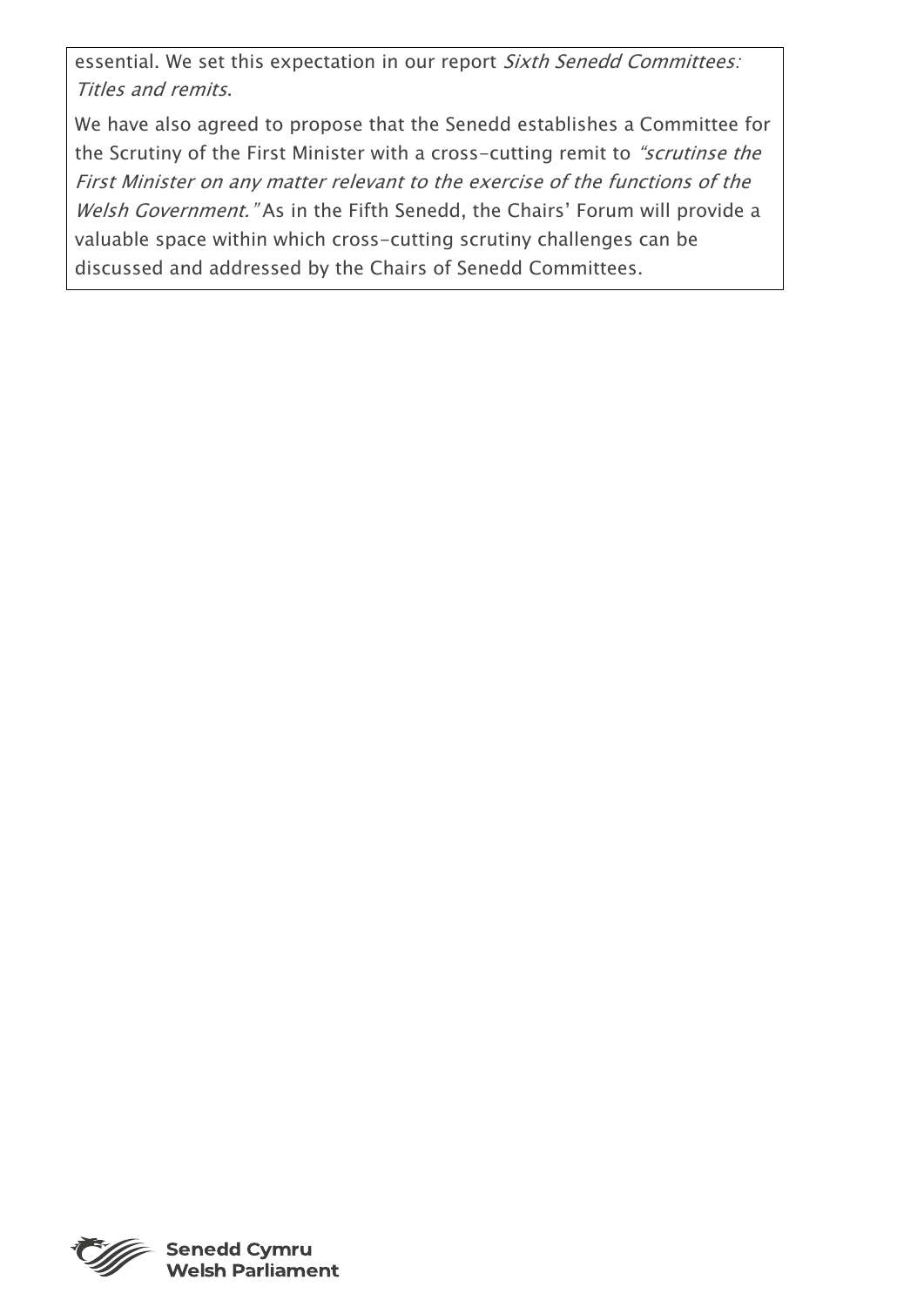essential. We set this expectation in our report *Sixth Senedd Committees: Titles and remits*.

We have also agreed to propose that the Senedd establishes a Committee for the Scrutiny of the First Minister with a cross-cutting remit to *"scrutinse the First Minister on any matter relevant to the exercise of the functions of the Welsh Government."* As in the Fifth Senedd, the Chairs' Forum will provide a valuable space within which cross-cutting scrutiny challenges can be discussed and addressed by the Chairs of Senedd Committees.